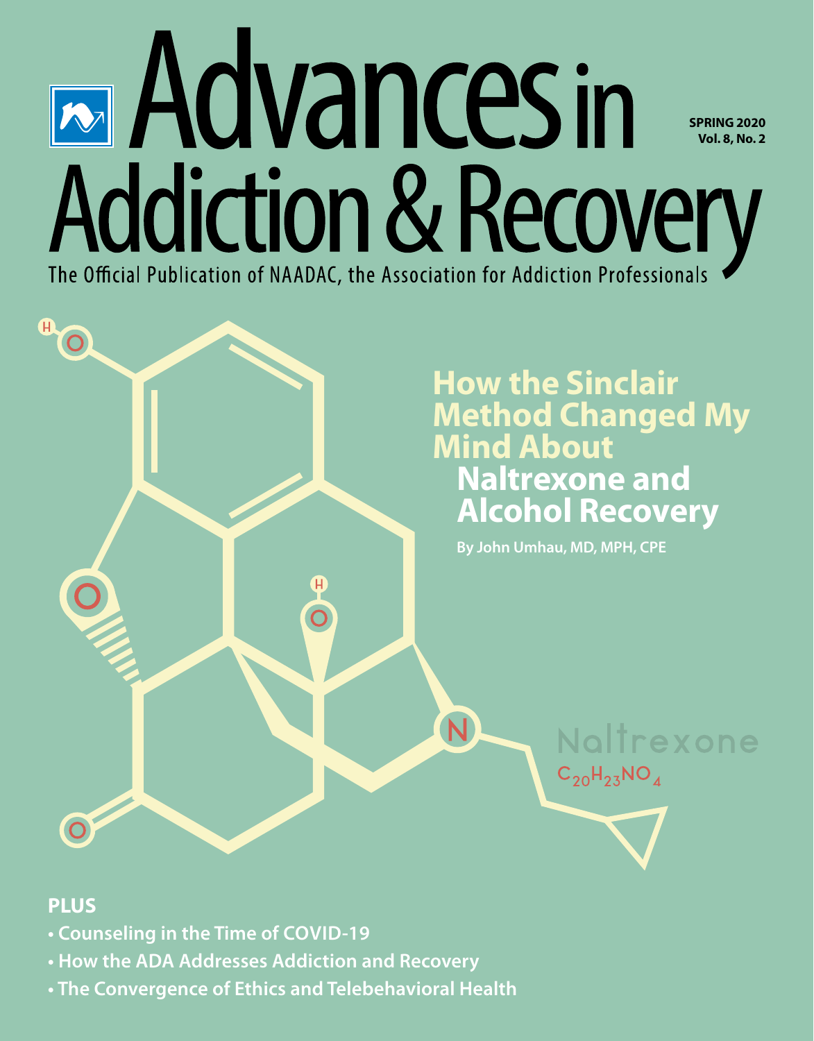# Advances in Addiction & Recovery

The Official Publication of NAADAC, the Association for Addiction Professionals

**SPRING 2020**
**Vol. 8, No. 2**

## How the Sinclair Method Changed My Mind About Naltrexone and Alcohol Recovery

**By John Umhau, MD, MPH, CPE**

Naltrexone

$C_{20}H_{23}NO_4$

**PLUS**

- **Counseling in the Time of COVID-19**
- **How the ADA Addresses Addiction and Recovery**
- **The Convergence of Ethics and Telebehavioral Health**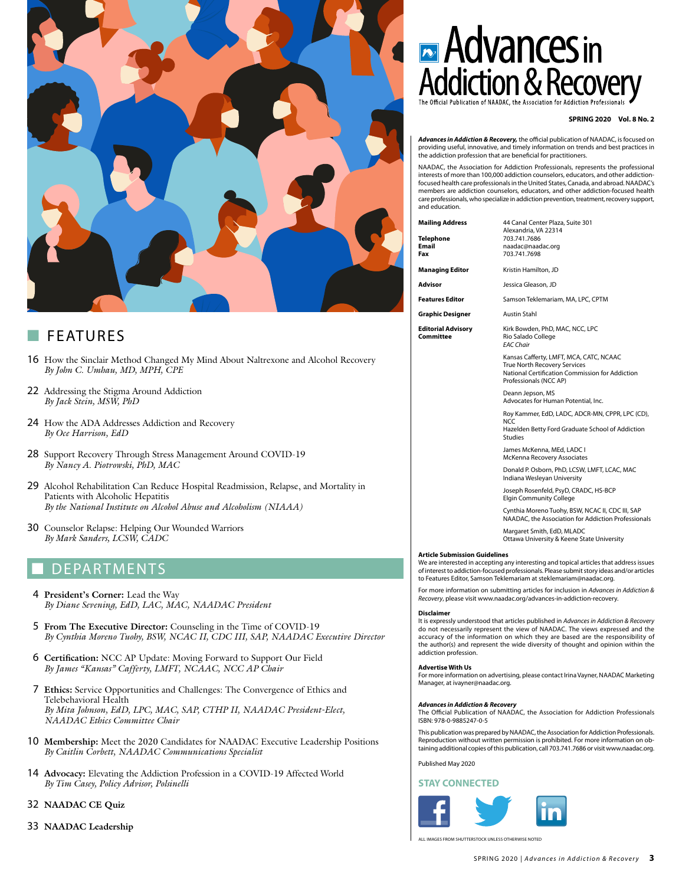## FEATURES

16 How the Sinclair Method Changed My Mind About Naltrexone and Alcohol Recovery
*By John C. Umhau, MD, MPH, CPE*

22 Addressing the Stigma Around Addiction
*By Jack Stein, MSW, PhD*

24 How the ADA Addresses Addiction and Recovery
*By Oce Harrison, EdD*

28 Support Recovery Through Stress Management Around COVID-19
*By Nancy A. Piotrowski, PhD, MAC*

29 Alcohol Rehabilitation Can Reduce Hospital Readmission, Relapse, and Mortality in Patients with Alcoholic Hepatitis
*By the National Institute on Alcohol Abuse and Alcoholism (NIAAA)*

30 Counselor Relapse: Helping Our Wounded Warriors
*By Mark Sanders, LCSW, CADC*

## DEPARTMENTS

4 **President's Corner:** Lead the Way
*By Diane Sevening, EdD, LAC, MAC, NAADAC President*

5 **From The Executive Director:** Counseling in the Time of COVID-19
*By Cynthia Moreno Tuohy, BSW, NCAC II, CDC III, SAP, NAADAC Executive Director*

6 **Certification:** NCC AP Update: Moving Forward to Support Our Field
*By James "Kansas" Cafferty, LMFT, NCAAC, NCC AP Chair*

7 **Ethics:** Service Opportunities and Challenges: The Convergence of Ethics and Telebehavioral Health
*By Mita Johnson, EdD, LPC, MAC, SAP, CTHP II, NAADAC President-Elect, NAADAC Ethics Committee Chair*

10 **Membership:** Meet the 2020 Candidates for NAADAC Executive Leadership Positions
*By Caitlin Corbett, NAADAC Communications Specialist*

14 **Advocacy:** Elevating the Addiction Profession in a COVID-19 Affected World
*By Tim Casey, Policy Advisor, Polsinelli*

32 **NAADAC CE Quiz**

33 **NAADAC Leadership**

# Advances in Addiction & Recovery

The Official Publication of NAADAC, the Association for Addiction Professionals

**SPRING 2020 Vol. 8 No. 2**

***Advances in Addiction & Recovery,*** the official publication of NAADAC, is focused on providing useful, innovative, and timely information on trends and best practices in the addiction profession that are beneficial for practitioners.

NAADAC, the Association for Addiction Professionals, represents the professional interests of more than 100,000 addiction counselors, educators, and other addiction-focused health care professionals in the United States, Canada, and abroad. NAADAC's members are addiction counselors, educators, and other addiction-focused health care professionals, who specialize in addiction prevention, treatment, recovery support, and education.

| | |
|---|---|
| **Mailing Address** | 44 Canal Center Plaza, Suite 301<br>Alexandria, VA 22314 |
| **Telephone** | 703.741.7686 |
| **Email** | naadac@naadac.org |
| **Fax** | 703.741.7698 |
| **Managing Editor** | Kristin Hamilton, JD |
| **Advisor** | Jessica Gleason, JD |
| **Features Editor** | Samson Teklemariam, MA, LPC, CPTM |
| **Graphic Designer** | Austin Stahl |
| **Editorial Advisory Committee** | Kirk Bowden, PhD, MAC, NCC, LPC<br>Rio Salado College<br>*EAC Chair* |
| | Kansas Cafferty, LMFT, MCA, CATC, NCAAC<br>True North Recovery Services<br>National Certification Commission for Addiction Professionals (NCC AP) |
| | Deann Jepson, MS<br>Advocates for Human Potential, Inc. |
| | Roy Kammer, EdD, LADC, ADCR-MN, CPPR, LPC (CD), NCC<br>Hazelden Betty Ford Graduate School of Addiction Studies |
| | James McKenna, MEd, LADC I<br>McKenna Recovery Associates |
| | Donald P. Osborn, PhD, LCSW, LMFT, LCAC, MAC<br>Indiana Wesleyan University |
| | Joseph Rosenfeld, PsyD, CRADC, HS-BCP<br>Elgin Community College |
| | Cynthia Moreno Tuohy, BSW, NCAC II, CDC III, SAP<br>NAADAC, the Association for Addiction Professionals |
| | Margaret Smith, EdD, MLADC<br>Ottawa University & Keene State University |

**Article Submission Guidelines**
We are interested in accepting any interesting and topical articles that address issues of interest to addiction-focused professionals. Please submit story ideas and/or articles to Features Editor, Samson Teklemariam at steklemariam@naadac.org.

For more information on submitting articles for inclusion in *Advances in Addiction & Recovery*, please visit www.naadac.org/advances-in-addiction-recovery.

**Disclaimer**
It is expressly understood that articles published in *Advances in Addiction & Recovery* do not necessarily represent the view of NAADAC. The views expressed and the accuracy of the information on which they are based are the responsibility of the author(s) and represent the wide diversity of thought and opinion within the addiction profession.

**Advertise With Us**
For more information on advertising, please contact Irina Vayner, NAADAC Marketing Manager, at ivayner@naadac.org.

***Advances in Addiction & Recovery***
The Official Publication of NAADAC, the Association for Addiction Professionals
ISBN: 978-0-9885247-0-5

This publication was prepared by NAADAC, the Association for Addiction Professionals. Reproduction without written permission is prohibited. For more information on obtaining additional copies of this publication, call 703.741.7686 or visit www.naadac.org.

Published May 2020

**STAY CONNECTED**

ALL IMAGES FROM SHUTTERSTOCK UNLESS OTHERWISE NOTED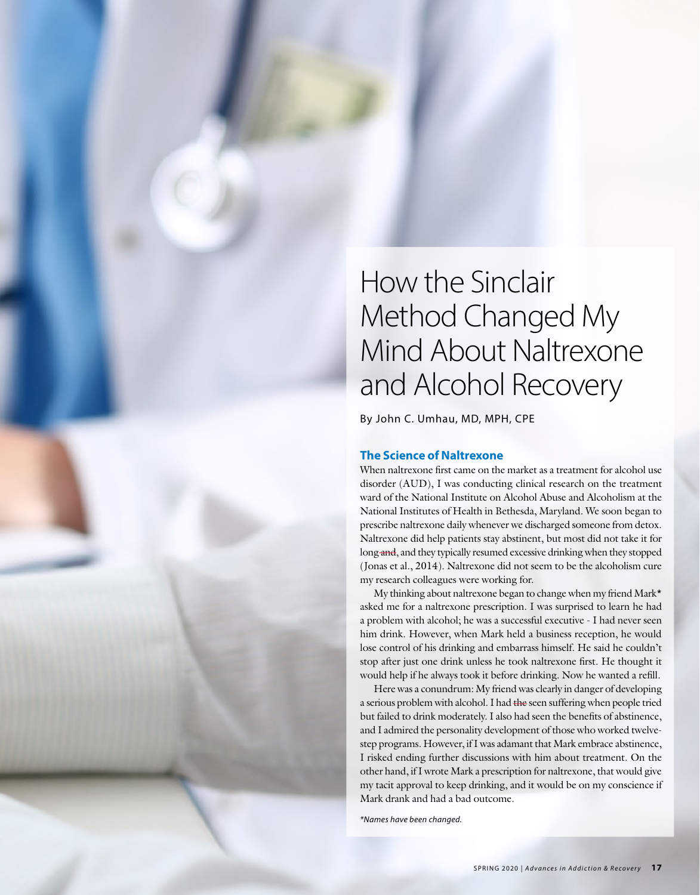# How the Sinclair Method Changed My Mind About Naltrexone and Alcohol Recovery

By John C. Umhau, MD, MPH, CPE

## The Science of Naltrexone

When naltrexone first came on the market as a treatment for alcohol use disorder (AUD), I was conducting clinical research on the treatment ward of the National Institute on Alcohol Abuse and Alcoholism at the National Institutes of Health in Bethesda, Maryland. We soon began to prescribe naltrexone daily whenever we discharged someone from detox. Naltrexone did help patients stay abstinent, but most did not take it for long ~~and~~, and they typically resumed excessive drinking when they stopped (Jonas et al., 2014). Naltrexone did not seem to be the alcoholism cure my research colleagues were working for.

My thinking about naltrexone began to change when my friend Mark* asked me for a naltrexone prescription. I was surprised to learn he had a problem with alcohol; he was a successful executive - I had never seen him drink. However, when Mark held a business reception, he would lose control of his drinking and embarrass himself. He said he couldn't stop after just one drink unless he took naltrexone first. He thought it would help if he always took it before drinking. Now he wanted a refill.

Here was a conundrum: My friend was clearly in danger of developing a serious problem with alcohol. I had ~~the~~ seen suffering when people tried but failed to drink moderately. I also had seen the benefits of abstinence, and I admired the personality development of those who worked twelve-step programs. However, if I was adamant that Mark embrace abstinence, I risked ending further discussions with him about treatment. On the other hand, if I wrote Mark a prescription for naltrexone, that would give my tacit approval to keep drinking, and it would be on my conscience if Mark drank and had a bad outcome.

*\*Names have been changed.*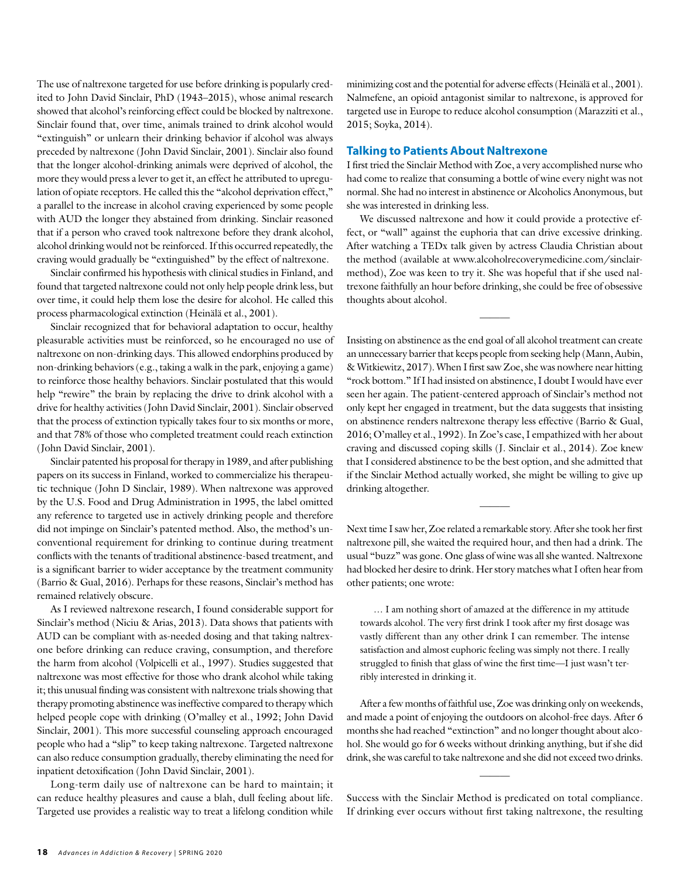The use of naltrexone targeted for use before drinking is popularly credited to John David Sinclair, PhD (1943–2015), whose animal research showed that alcohol's reinforcing effect could be blocked by naltrexone. Sinclair found that, over time, animals trained to drink alcohol would "extinguish" or unlearn their drinking behavior if alcohol was always preceded by naltrexone (John David Sinclair, 2001). Sinclair also found that the longer alcohol-drinking animals were deprived of alcohol, the more they would press a lever to get it, an effect he attributed to upregulation of opiate receptors. He called this the "alcohol deprivation effect," a parallel to the increase in alcohol craving experienced by some people with AUD the longer they abstained from drinking. Sinclair reasoned that if a person who craved took naltrexone before they drank alcohol, alcohol drinking would not be reinforced. If this occurred repeatedly, the craving would gradually be "extinguished" by the effect of naltrexone.

Sinclair confirmed his hypothesis with clinical studies in Finland, and found that targeted naltrexone could not only help people drink less, but over time, it could help them lose the desire for alcohol. He called this process pharmacological extinction (Heinälä et al., 2001).

Sinclair recognized that for behavioral adaptation to occur, healthy pleasurable activities must be reinforced, so he encouraged no use of naltrexone on non-drinking days. This allowed endorphins produced by non-drinking behaviors (e.g., taking a walk in the park, enjoying a game) to reinforce those healthy behaviors. Sinclair postulated that this would help "rewire" the brain by replacing the drive to drink alcohol with a drive for healthy activities (John David Sinclair, 2001). Sinclair observed that the process of extinction typically takes four to six months or more, and that 78% of those who completed treatment could reach extinction (John David Sinclair, 2001).

Sinclair patented his proposal for therapy in 1989, and after publishing papers on its success in Finland, worked to commercialize his therapeutic technique (John D Sinclair, 1989). When naltrexone was approved by the U.S. Food and Drug Administration in 1995, the label omitted any reference to targeted use in actively drinking people and therefore did not impinge on Sinclair's patented method. Also, the method's unconventional requirement for drinking to continue during treatment conflicts with the tenants of traditional abstinence-based treatment, and is a significant barrier to wider acceptance by the treatment community (Barrio & Gual, 2016). Perhaps for these reasons, Sinclair's method has remained relatively obscure.

As I reviewed naltrexone research, I found considerable support for Sinclair's method (Niciu & Arias, 2013). Data shows that patients with AUD can be compliant with as-needed dosing and that taking naltrexone before drinking can reduce craving, consumption, and therefore the harm from alcohol (Volpicelli et al., 1997). Studies suggested that naltrexone was most effective for those who drank alcohol while taking it; this unusual finding was consistent with naltrexone trials showing that therapy promoting abstinence was ineffective compared to therapy which helped people cope with drinking (O'malley et al., 1992; John David Sinclair, 2001). This more successful counseling approach encouraged people who had a "slip" to keep taking naltrexone. Targeted naltrexone can also reduce consumption gradually, thereby eliminating the need for inpatient detoxification (John David Sinclair, 2001).

Long-term daily use of naltrexone can be hard to maintain; it can reduce healthy pleasures and cause a blah, dull feeling about life. Targeted use provides a realistic way to treat a lifelong condition while minimizing cost and the potential for adverse effects (Heinälä et al., 2001). Nalmefene, an opioid antagonist similar to naltrexone, is approved for targeted use in Europe to reduce alcohol consumption (Marazziti et al., 2015; Soyka, 2014).

## Talking to Patients About Naltrexone

I first tried the Sinclair Method with Zoe, a very accomplished nurse who had come to realize that consuming a bottle of wine every night was not normal. She had no interest in abstinence or Alcoholics Anonymous, but she was interested in drinking less.

We discussed naltrexone and how it could provide a protective effect, or "wall" against the euphoria that can drive excessive drinking. After watching a TEDx talk given by actress Claudia Christian about the method (available at www.alcoholrecoverymedicine.com/sinclair-method), Zoe was keen to try it. She was hopeful that if she used naltrexone faithfully an hour before drinking, she could be free of obsessive thoughts about alcohol.

---

Insisting on abstinence as the end goal of all alcohol treatment can create an unnecessary barrier that keeps people from seeking help (Mann, Aubin, & Witkiewitz, 2017). When I first saw Zoe, she was nowhere near hitting "rock bottom." If I had insisted on abstinence, I doubt I would have ever seen her again. The patient-centered approach of Sinclair's method not only kept her engaged in treatment, but the data suggests that insisting on abstinence renders naltrexone therapy less effective (Barrio & Gual, 2016; O'malley et al., 1992). In Zoe's case, I empathized with her about craving and discussed coping skills (J. Sinclair et al., 2014). Zoe knew that I considered abstinence to be the best option, and she admitted that if the Sinclair Method actually worked, she might be willing to give up drinking altogether.

---

Next time I saw her, Zoe related a remarkable story. After she took her first naltrexone pill, she waited the required hour, and then had a drink. The usual "buzz" was gone. One glass of wine was all she wanted. Naltrexone had blocked her desire to drink. Her story matches what I often hear from other patients; one wrote:

> … I am nothing short of amazed at the difference in my attitude towards alcohol. The very first drink I took after my first dosage was vastly different than any other drink I can remember. The intense satisfaction and almost euphoric feeling was simply not there. I really struggled to finish that glass of wine the first time—I just wasn't terribly interested in drinking it.

After a few months of faithful use, Zoe was drinking only on weekends, and made a point of enjoying the outdoors on alcohol-free days. After 6 months she had reached "extinction" and no longer thought about alcohol. She would go for 6 weeks without drinking anything, but if she did drink, she was careful to take naltrexone and she did not exceed two drinks.

---

Success with the Sinclair Method is predicated on total compliance. If drinking ever occurs without first taking naltrexone, the resulting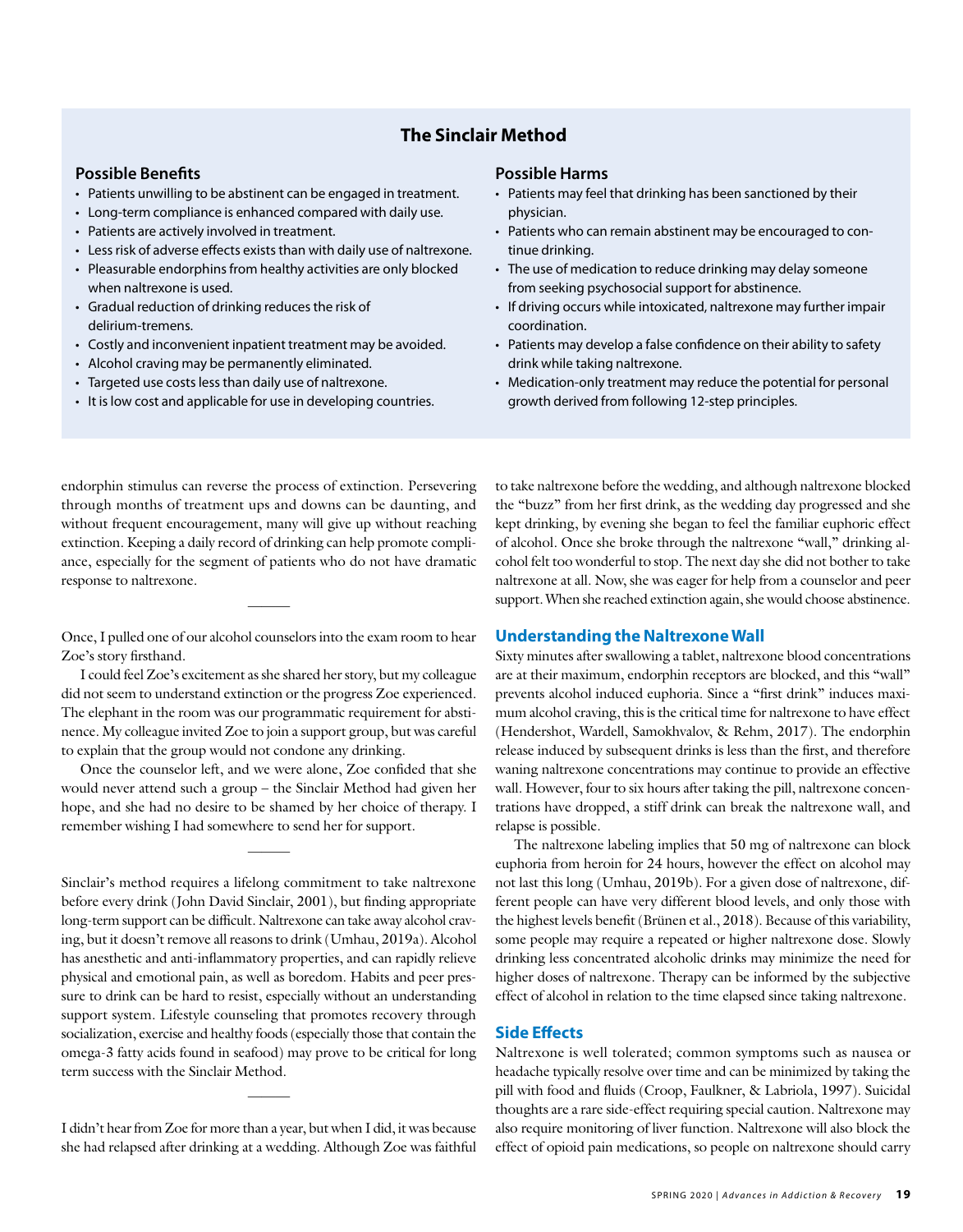## The Sinclair Method

### Possible Benefits

- Patients unwilling to be abstinent can be engaged in treatment.
- Long-term compliance is enhanced compared with daily use.
- Patients are actively involved in treatment.
- Less risk of adverse effects exists than with daily use of naltrexone.
- Pleasurable endorphins from healthy activities are only blocked when naltrexone is used.
- Gradual reduction of drinking reduces the risk of delirium-tremens.
- Costly and inconvenient inpatient treatment may be avoided.
- Alcohol craving may be permanently eliminated.
- Targeted use costs less than daily use of naltrexone.
- It is low cost and applicable for use in developing countries.

### Possible Harms

- Patients may feel that drinking has been sanctioned by their physician.
- Patients who can remain abstinent may be encouraged to continue drinking.
- The use of medication to reduce drinking may delay someone from seeking psychosocial support for abstinence.
- If driving occurs while intoxicated, naltrexone may further impair coordination.
- Patients may develop a false confidence on their ability to safety drink while taking naltrexone.
- Medication-only treatment may reduce the potential for personal growth derived from following 12-step principles.

endorphin stimulus can reverse the process of extinction. Persevering through months of treatment ups and downs can be daunting, and without frequent encouragement, many will give up without reaching extinction. Keeping a daily record of drinking can help promote compliance, especially for the segment of patients who do not have dramatic response to naltrexone.

———

Once, I pulled one of our alcohol counselors into the exam room to hear Zoe's story firsthand.

I could feel Zoe's excitement as she shared her story, but my colleague did not seem to understand extinction or the progress Zoe experienced. The elephant in the room was our programmatic requirement for abstinence. My colleague invited Zoe to join a support group, but was careful to explain that the group would not condone any drinking.

Once the counselor left, and we were alone, Zoe confided that she would never attend such a group – the Sinclair Method had given her hope, and she had no desire to be shamed by her choice of therapy. I remember wishing I had somewhere to send her for support.

———

Sinclair's method requires a lifelong commitment to take naltrexone before every drink (John David Sinclair, 2001), but finding appropriate long-term support can be difficult. Naltrexone can take away alcohol craving, but it doesn't remove all reasons to drink (Umhau, 2019a). Alcohol has anesthetic and anti-inflammatory properties, and can rapidly relieve physical and emotional pain, as well as boredom. Habits and peer pressure to drink can be hard to resist, especially without an understanding support system. Lifestyle counseling that promotes recovery through socialization, exercise and healthy foods (especially those that contain the omega-3 fatty acids found in seafood) may prove to be critical for long term success with the Sinclair Method.

———

I didn't hear from Zoe for more than a year, but when I did, it was because she had relapsed after drinking at a wedding. Although Zoe was faithful to take naltrexone before the wedding, and although naltrexone blocked the "buzz" from her first drink, as the wedding day progressed and she kept drinking, by evening she began to feel the familiar euphoric effect of alcohol. Once she broke through the naltrexone "wall," drinking alcohol felt too wonderful to stop. The next day she did not bother to take naltrexone at all. Now, she was eager for help from a counselor and peer support. When she reached extinction again, she would choose abstinence.

### Understanding the Naltrexone Wall

Sixty minutes after swallowing a tablet, naltrexone blood concentrations are at their maximum, endorphin receptors are blocked, and this "wall" prevents alcohol induced euphoria. Since a "first drink" induces maximum alcohol craving, this is the critical time for naltrexone to have effect (Hendershot, Wardell, Samokhvalov, & Rehm, 2017). The endorphin release induced by subsequent drinks is less than the first, and therefore waning naltrexone concentrations may continue to provide an effective wall. However, four to six hours after taking the pill, naltrexone concentrations have dropped, a stiff drink can break the naltrexone wall, and relapse is possible.

The naltrexone labeling implies that 50 mg of naltrexone can block euphoria from heroin for 24 hours, however the effect on alcohol may not last this long (Umhau, 2019b). For a given dose of naltrexone, different people can have very different blood levels, and only those with the highest levels benefit (Brünen et al., 2018). Because of this variability, some people may require a repeated or higher naltrexone dose. Slowly drinking less concentrated alcoholic drinks may minimize the need for higher doses of naltrexone. Therapy can be informed by the subjective effect of alcohol in relation to the time elapsed since taking naltrexone.

### Side Effects

Naltrexone is well tolerated; common symptoms such as nausea or headache typically resolve over time and can be minimized by taking the pill with food and fluids (Croop, Faulkner, & Labriola, 1997). Suicidal thoughts are a rare side-effect requiring special caution. Naltrexone may also require monitoring of liver function. Naltrexone will also block the effect of opioid pain medications, so people on naltrexone should carry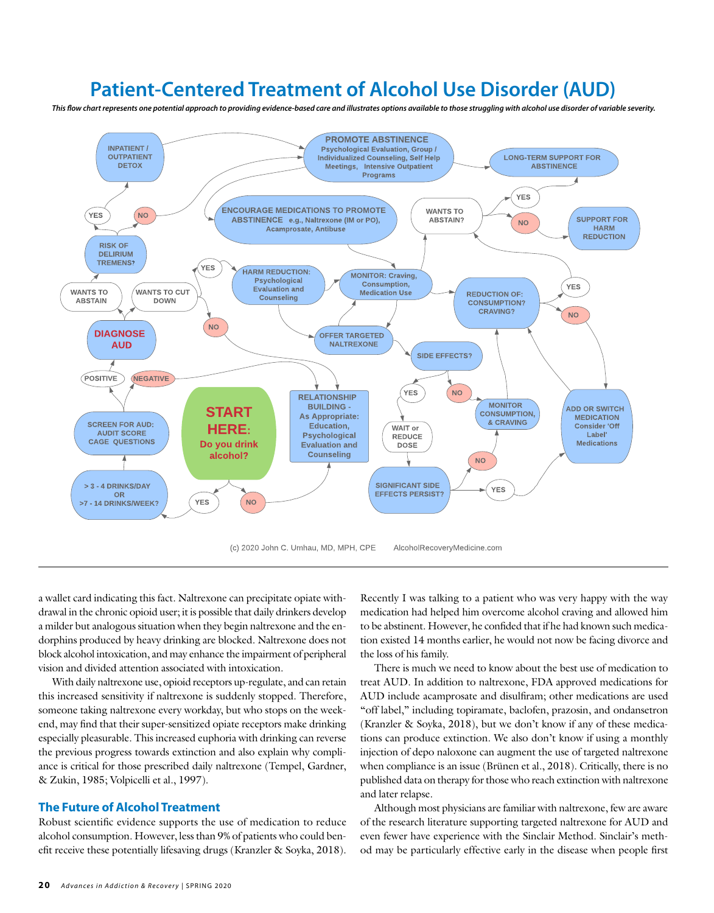# Patient-Centered Treatment of Alcohol Use Disorder (AUD)

*This flow chart represents one potential approach to providing evidence-based care and illustrates options available to those struggling with alcohol use disorder of variable severity.*

- START HERE: Do you drink alcohol?
  - YES → > 3 - 4 DRINKS/DAY OR >7 - 14 DRINKS/WEEK? → SCREEN FOR AUD: AUDIT SCORE, CAGE QUESTIONS
    - POSITIVE → DIAGNOSE AUD
      - WANTS TO ABSTAIN → RISK OF DELIRIUM TREMENS?
        - YES → INPATIENT / OUTPATIENT DETOX → PROMOTE ABSTINENCE
        - NO → PROMOTE ABSTINENCE
      - WANTS TO CUT DOWN
        - YES → HARM REDUCTION: Psychological Evaluation and Counseling
        - NO → RELATIONSHIP BUILDING
    - NEGATIVE → RELATIONSHIP BUILDING
  - NO → RELATIONSHIP BUILDING - As Appropriate: Education, Psychological Evaluation and Counseling
- PROMOTE ABSTINENCE: Psychological Evaluation, Group / Individualized Counseling, Self Help Meetings, Intensive Outpatient Programs → LONG-TERM SUPPORT FOR ABSTINENCE
- ENCOURAGE MEDICATIONS TO PROMOTE ABSTINENCE e.g., Naltrexone (IM or PO), Acamprosate, Antibuse → MONITOR
- HARM REDUCTION → MONITOR: Craving, Consumption, Medication Use
- HARM REDUCTION → OFFER TARGETED NALTREXONE
- OFFER TARGETED NALTREXONE → MONITOR; → SIDE EFFECTS?
- MONITOR → WANTS TO ABSTAIN?
  - YES → LONG-TERM SUPPORT FOR ABSTINENCE
  - NO → SUPPORT FOR HARM REDUCTION
- MONITOR → REDUCTION OF: CONSUMPTION? CRAVING?
  - YES → WANTS TO ABSTAIN?
  - NO → ADD OR SWITCH MEDICATION, Consider 'Off Label' Medications → REDUCTION OF: CONSUMPTION? CRAVING?
- SIDE EFFECTS?
  - YES → WAIT or REDUCE DOSE → SIGNIFICANT SIDE EFFECTS PERSIST?
    - YES → ADD OR SWITCH MEDICATION
    - NO → MONITOR CONSUMPTION, & CRAVING
  - NO → MONITOR CONSUMPTION, & CRAVING → REDUCTION OF: CONSUMPTION? CRAVING?

(c) 2020 John C. Umhau, MD, MPH, CPE AlcoholRecoveryMedicine.com

a wallet card indicating this fact. Naltrexone can precipitate opiate withdrawal in the chronic opioid user; it is possible that daily drinkers develop a milder but analogous situation when they begin naltrexone and the endorphins produced by heavy drinking are blocked. Naltrexone does not block alcohol intoxication, and may enhance the impairment of peripheral vision and divided attention associated with intoxication.

With daily naltrexone use, opioid receptors up-regulate, and can retain this increased sensitivity if naltrexone is suddenly stopped. Therefore, someone taking naltrexone every workday, but who stops on the weekend, may find that their super-sensitized opiate receptors make drinking especially pleasurable. This increased euphoria with drinking can reverse the previous progress towards extinction and also explain why compliance is critical for those prescribed daily naltrexone (Tempel, Gardner, & Zukin, 1985; Volpicelli et al., 1997).

## The Future of Alcohol Treatment

Robust scientific evidence supports the use of medication to reduce alcohol consumption. However, less than 9% of patients who could benefit receive these potentially lifesaving drugs (Kranzler & Soyka, 2018). Recently I was talking to a patient who was very happy with the way medication had helped him overcome alcohol craving and allowed him to be abstinent. However, he confided that if he had known such medication existed 14 months earlier, he would not now be facing divorce and the loss of his family.

There is much we need to know about the best use of medication to treat AUD. In addition to naltrexone, FDA approved medications for AUD include acamprosate and disulfiram; other medications are used "off label," including topiramate, baclofen, prazosin, and ondansetron (Kranzler & Soyka, 2018), but we don't know if any of these medications can produce extinction. We also don't know if using a monthly injection of depo naloxone can augment the use of targeted naltrexone when compliance is an issue (Brünen et al., 2018). Critically, there is no published data on therapy for those who reach extinction with naltrexone and later relapse.

Although most physicians are familiar with naltrexone, few are aware of the research literature supporting targeted naltrexone for AUD and even fewer have experience with the Sinclair Method. Sinclair's method may be particularly effective early in the disease when people first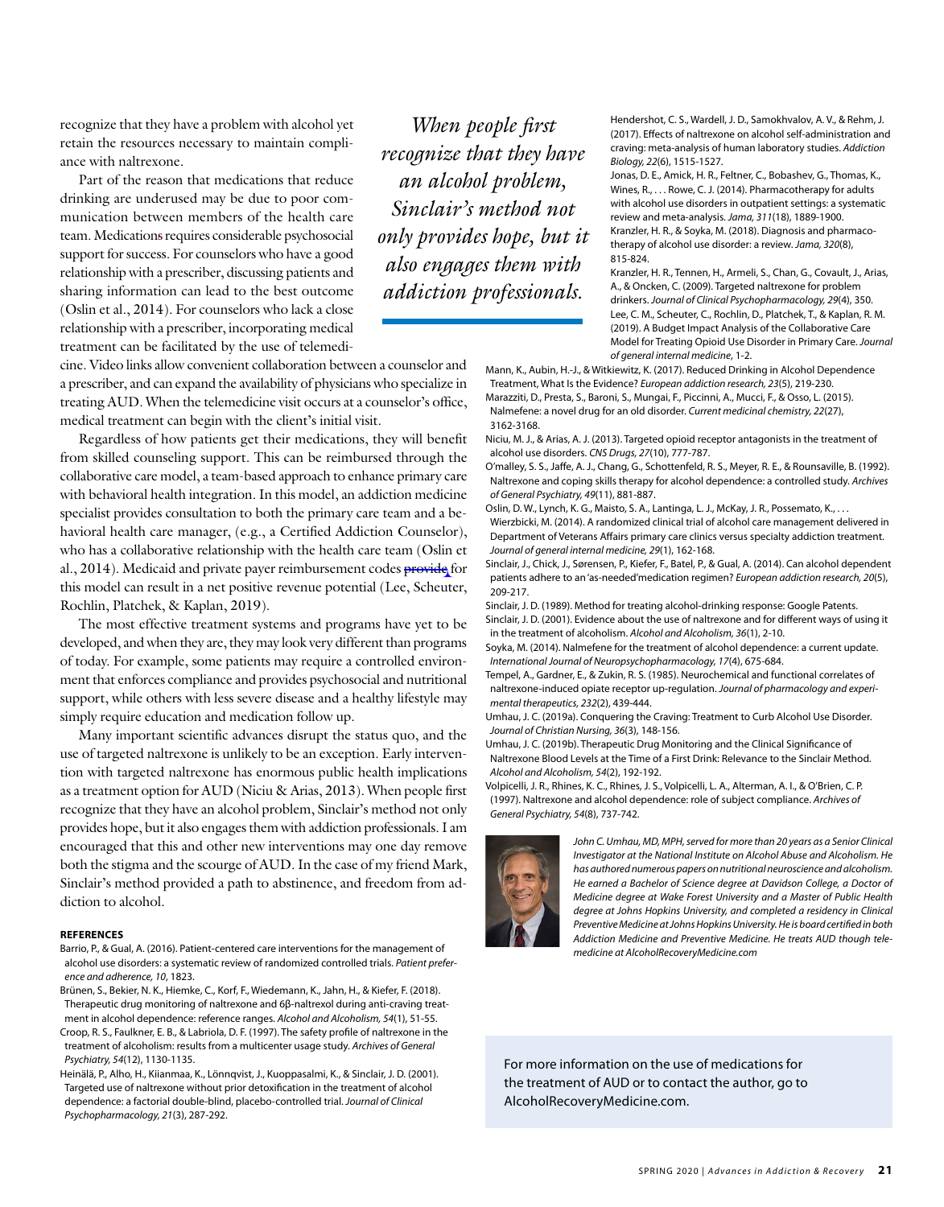recognize that they have a problem with alcohol yet retain the resources necessary to maintain compliance with naltrexone.

Part of the reason that medications that reduce drinking are underused may be due to poor communication between members of the health care team. Medications requires considerable psychosocial support for success. For counselors who have a good relationship with a prescriber, discussing patients and sharing information can lead to the best outcome (Oslin et al., 2014). For counselors who lack a close relationship with a prescriber, incorporating medical treatment can be facilitated by the use of telemedicine. Video links allow convenient collaboration between a counselor and a prescriber, and can expand the availability of physicians who specialize in treating AUD. When the telemedicine visit occurs at a counselor's office, medical treatment can begin with the client's initial visit.

Regardless of how patients get their medications, they will benefit from skilled counseling support. This can be reimbursed through the collaborative care model, a team-based approach to enhance primary care with behavioral health integration. In this model, an addiction medicine specialist provides consultation to both the primary care team and a behavioral health care manager, (e.g., a Certified Addiction Counselor), who has a collaborative relationship with the health care team (Oslin et al., 2014). Medicaid and private payer reimbursement codes ~~provide~~ for this model can result in a net positive revenue potential (Lee, Scheuter, Rochlin, Platchek, & Kaplan, 2019).

The most effective treatment systems and programs have yet to be developed, and when they are, they may look very different than programs of today. For example, some patients may require a controlled environment that enforces compliance and provides psychosocial and nutritional support, while others with less severe disease and a healthy lifestyle may simply require education and medication follow up.

Many important scientific advances disrupt the status quo, and the use of targeted naltrexone is unlikely to be an exception. Early intervention with targeted naltrexone has enormous public health implications as a treatment option for AUD (Niciu & Arias, 2013). When people first recognize that they have an alcohol problem, Sinclair's method not only provides hope, but it also engages them with addiction professionals. I am encouraged that this and other new interventions may one day remove both the stigma and the scourge of AUD. In the case of my friend Mark, Sinclair's method provided a path to abstinence, and freedom from addiction to alcohol.

> *When people first recognize that they have an alcohol problem, Sinclair's method not only provides hope, but it also engages them with addiction professionals.*

### REFERENCES

Barrio, P., & Gual, A. (2016). Patient-centered care interventions for the management of alcohol use disorders: a systematic review of randomized controlled trials. *Patient preference and adherence, 10*, 1823.

Brünen, S., Bekier, N. K., Hiemke, C., Korf, F., Wiedemann, K., Jahn, H., & Kiefer, F. (2018). Therapeutic drug monitoring of naltrexone and 6β-naltrexol during anti-craving treatment in alcohol dependence: reference ranges. *Alcohol and Alcoholism, 54*(1), 51-55.

Croop, R. S., Faulkner, E. B., & Labriola, D. F. (1997). The safety profile of naltrexone in the treatment of alcoholism: results from a multicenter usage study. *Archives of General Psychiatry, 54*(12), 1130-1135.

Heinälä, P., Alho, H., Kiianmaa, K., Lönnqvist, J., Kuoppasalmi, K., & Sinclair, J. D. (2001). Targeted use of naltrexone without prior detoxification in the treatment of alcohol dependence: a factorial double-blind, placebo-controlled trial. *Journal of Clinical Psychopharmacology, 21*(3), 287-292.

Hendershot, C. S., Wardell, J. D., Samokhvalov, A. V., & Rehm, J. (2017). Effects of naltrexone on alcohol self-administration and craving: meta-analysis of human laboratory studies. *Addiction Biology, 22*(6), 1515-1527.

Jonas, D. E., Amick, H. R., Feltner, C., Bobashev, G., Thomas, K., Wines, R., . . . Rowe, C. J. (2014). Pharmacotherapy for adults with alcohol use disorders in outpatient settings: a systematic review and meta-analysis. *Jama, 311*(18), 1889-1900.

Kranzler, H. R., & Soyka, M. (2018). Diagnosis and pharmacotherapy of alcohol use disorder: a review. *Jama, 320*(8), 815-824.

Kranzler, H. R., Tennen, H., Armeli, S., Chan, G., Covault, J., Arias, A., & Oncken, C. (2009). Targeted naltrexone for problem drinkers. *Journal of Clinical Psychopharmacology, 29*(4), 350.

Lee, C. M., Scheuter, C., Rochlin, D., Platchek, T., & Kaplan, R. M. (2019). A Budget Impact Analysis of the Collaborative Care Model for Treating Opioid Use Disorder in Primary Care. *Journal of general internal medicine*, 1-2.

Mann, K., Aubin, H.-J., & Witkiewitz, K. (2017). Reduced Drinking in Alcohol Dependence Treatment, What Is the Evidence? *European addiction research, 23*(5), 219-230.

Marazziti, D., Presta, S., Baroni, S., Mungai, F., Piccinni, A., Mucci, F., & Osso, L. (2015). Nalmefene: a novel drug for an old disorder. *Current medicinal chemistry, 22*(27), 3162-3168.

Niciu, M. J., & Arias, A. J. (2013). Targeted opioid receptor antagonists in the treatment of alcohol use disorders. *CNS Drugs, 27*(10), 777-787.

O'malley, S. S., Jaffe, A. J., Chang, G., Schottenfeld, R. S., Meyer, R. E., & Rounsaville, B. (1992). Naltrexone and coping skills therapy for alcohol dependence: a controlled study. *Archives of General Psychiatry, 49*(11), 881-887.

Oslin, D. W., Lynch, K. G., Maisto, S. A., Lantinga, L. J., McKay, J. R., Possemato, K., . . . Wierzbicki, M. (2014). A randomized clinical trial of alcohol care management delivered in Department of Veterans Affairs primary care clinics versus specialty addiction treatment. *Journal of general internal medicine, 29*(1), 162-168.

Sinclair, J., Chick, J., Sørensen, P., Kiefer, F., Batel, P., & Gual, A. (2014). Can alcohol dependent patients adhere to an 'as-needed'medication regimen? *European addiction research, 20*(5), 209-217.

Sinclair, J. D. (1989). Method for treating alcohol-drinking response: Google Patents.

Sinclair, J. D. (2001). Evidence about the use of naltrexone and for different ways of using it in the treatment of alcoholism. *Alcohol and Alcoholism, 36*(1), 2-10.

Soyka, M. (2014). Nalmefene for the treatment of alcohol dependence: a current update. *International Journal of Neuropsychopharmacology, 17*(4), 675-684.

Tempel, A., Gardner, E., & Zukin, R. S. (1985). Neurochemical and functional correlates of naltrexone-induced opiate receptor up-regulation. *Journal of pharmacology and experimental therapeutics, 232*(2), 439-444.

Umhau, J. C. (2019a). Conquering the Craving: Treatment to Curb Alcohol Use Disorder. *Journal of Christian Nursing, 36*(3), 148-156.

Umhau, J. C. (2019b). Therapeutic Drug Monitoring and the Clinical Significance of Naltrexone Blood Levels at the Time of a First Drink: Relevance to the Sinclair Method. *Alcohol and Alcoholism, 54*(2), 192-192.

Volpicelli, J. R., Rhines, K. C., Rhines, J. S., Volpicelli, L. A., Alterman, A. I., & O'Brien, C. P. (1997). Naltrexone and alcohol dependence: role of subject compliance. *Archives of General Psychiatry, 54*(8), 737-742.

*John C. Umhau, MD, MPH, served for more than 20 years as a Senior Clinical Investigator at the National Institute on Alcohol Abuse and Alcoholism. He has authored numerous papers on nutritional neuroscience and alcoholism. He earned a Bachelor of Science degree at Davidson College, a Doctor of Medicine degree at Wake Forest University and a Master of Public Health degree at Johns Hopkins University, and completed a residency in Clinical Preventive Medicine at Johns Hopkins University. He is board certified in both Addiction Medicine and Preventive Medicine. He treats AUD though telemedicine at AlcoholRecoveryMedicine.com*

For more information on the use of medications for the treatment of AUD or to contact the author, go to AlcoholRecoveryMedicine.com.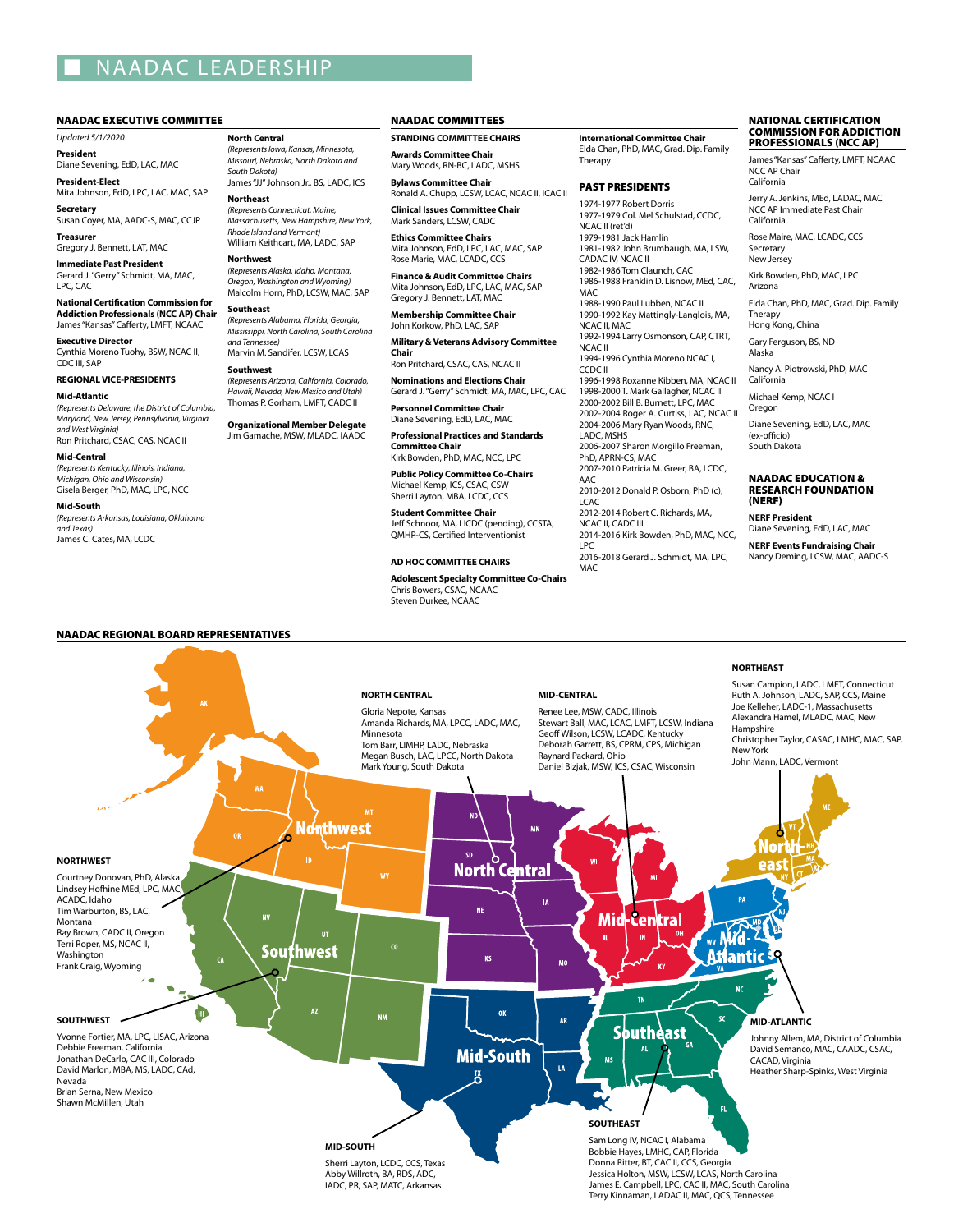# NAADAC LEADERSHIP

## NAADAC EXECUTIVE COMMITTEE

*Updated 5/1/2020*

**President**
Diane Sevening, EdD, LAC, MAC

**President-Elect**
Mita Johnson, EdD, LPC, LAC, MAC, SAP

**Secretary**
Susan Coyer, MA, AADC-S, MAC, CCJP

**Treasurer**
Gregory J. Bennett, LAT, MAC

**Immediate Past President**
Gerard J. "Gerry" Schmidt, MA, MAC, LPC, CAC

**National Certification Commission for Addiction Professionals (NCC AP) Chair**
James "Kansas" Cafferty, LMFT, NCAAC

**Executive Director**
Cynthia Moreno Tuohy, BSW, NCAC II, CDC III, SAP

**REGIONAL VICE-PRESIDENTS**

**Mid-Atlantic**
*(Represents Delaware, the District of Columbia, Maryland, New Jersey, Pennsylvania, Virginia and West Virginia)*
Ron Pritchard, CSAC, CAS, NCAC II

**Mid-Central**
*(Represents Kentucky, Illinois, Indiana, Michigan, Ohio and Wisconsin)*
Gisela Berger, PhD, MAC, LPC, NCC

**Mid-South**
*(Represents Arkansas, Louisiana, Oklahoma and Texas)*
James C. Cates, MA, LCDC

**North Central**
*(Represents Iowa, Kansas, Minnesota, Missouri, Nebraska, North Dakota and South Dakota)*
James "JJ" Johnson Jr., BS, LADC, ICS

**Northeast**
*(Represents Connecticut, Maine, Massachusetts, New Hampshire, New York, Rhode Island and Vermont)*
William Keithcart, MA, LADC, SAP

**Northwest**
*(Represents Alaska, Idaho, Montana, Oregon, Washington and Wyoming)*
Malcolm Horn, PhD, LCSW, MAC, SAP

**Southeast**
*(Represents Alabama, Florida, Georgia, Mississippi, North Carolina, South Carolina and Tennessee)*
Marvin M. Sandifer, LCSW, LCAS

**Southwest**
*(Represents Arizona, California, Colorado, Hawaii, Nevada, New Mexico and Utah)*
Thomas P. Gorham, LMFT, CADC II

**Organizational Member Delegate**
Jim Gamache, MSW, MLADC, IAADC

## NAADAC COMMITTEES

**STANDING COMMITTEE CHAIRS**

**Awards Committee Chair**
Mary Woods, RN-BC, LADC, MSHS

**Bylaws Committee Chair**
Ronald A. Chupp, LCSW, LCAC, NCAC II, ICAC II

**Clinical Issues Committee Chair**
Mark Sanders, LCSW, CADC

**Ethics Committee Chairs**
Mita Johnson, EdD, LPC, LAC, MAC, SAP
Rose Marie, MAC, LCADC, CCS

**Finance & Audit Committee Chairs**
Mita Johnson, EdD, LPC, LAC, MAC, SAP
Gregory J. Bennett, LAT, MAC

**Membership Committee Chair**
John Korkow, PhD, LAC, SAP

**Military & Veterans Advisory Committee Chair**
Ron Pritchard, CSAC, CAS, NCAC II

**Nominations and Elections Chair**
Gerard J. "Gerry" Schmidt, MA, MAC, LPC, CAC

**Personnel Committee Chair**
Diane Sevening, EdD, LAC, MAC

**Professional Practices and Standards Committee Chair**
Kirk Bowden, PhD, MAC, NCC, LPC

**Public Policy Committee Co-Chairs**
Michael Kemp, ICS, CSAC, CSW
Sherri Layton, MBA, LCDC, CCS

**Student Committee Chair**
Jeff Schnoor, MA, LICDC (pending), CCSTA, QMHP-CS, Certified Interventionist

**AD HOC COMMITTEE CHAIRS**

**Adolescent Specialty Committee Co-Chairs**
Chris Bowers, CSAC, NCAAC
Steven Durkee, NCAAC

**International Committee Chair**
Elda Chan, PhD, MAC, Grad. Dip. Family Therapy

## PAST PRESIDENTS

1974-1977 Robert Dorris
1977-1979 Col. Mel Schulstad, CCDC, NCAC II (ret'd)
1979-1981 Jack Hamlin
1981-1982 John Brumbaugh, MA, LSW, CADAC IV, NCAC II
1982-1986 Tom Claunch, CAC
1986-1988 Franklin D. Lisnow, MEd, CAC, MAC
1988-1990 Paul Lubben, NCAC II
1990-1992 Kay Mattingly-Langlois, MA, NCAC II, MAC
1992-1994 Larry Osmonson, CAP, CTRT, NCAC II
1994-1996 Cynthia Moreno NCAC I, CCDC II
1996-1998 Roxanne Kibben, MA, NCAC II
1998-2000 T. Mark Gallagher, NCAC II
2000-2002 Bill B. Burnett, LPC, MAC
2002-2004 Roger A. Curtiss, LSC, NCAC II
2004-2006 Mary Ryan Woods, RNC, LADC, MSHS
2006-2007 Sharon Morgillo Freeman, PhD, APRN-CS, MAC
2007-2010 Patricia M. Greer, BA, LCDC, AAC
2010-2012 Donald P. Osborn, PhD (c), LCAC
2012-2014 Robert C. Richards, MA, NCAC II, CADC III
2014-2016 Kirk Bowden, PhD, MAC, NCC, LPC
2016-2018 Gerard J. Schmidt, MA, LPC, MAC

## NATIONAL CERTIFICATION COMMISSION FOR ADDICTION PROFESSIONALS (NCC AP)

James "Kansas" Cafferty, LMFT, NCAAC
NCC AP Chair
California

Jerry A. Jenkins, MEd, LADAC, MAC
NCC AP Immediate Past Chair
California

Rose Maire, MAC, LCADC, CCS
Secretary
New Jersey

Kirk Bowden, PhD, MAC, LPC
Arizona

Elda Chan, PhD, MAC, Grad. Dip. Family Therapy
Hong Kong, China

Gary Ferguson, BS, ND
Alaska

Nancy A. Piotrowski, PhD, MAC
California

Michael Kemp, NCAC I
Oregon

Diane Sevening, EdD, LAC, MAC
(ex-officio)
South Dakota

## NAADAC EDUCATION & RESEARCH FOUNDATION (NERF)

**NERF President**
Diane Sevening, EdD, LAC, MAC

**NERF Events Fundraising Chair**
Nancy Deming, LCSW, MAC, AADC-S

## NAADAC REGIONAL BOARD REPRESENTATIVES

**NORTHWEST**
Courtney Donovan, PhD, Alaska
Lindsey Hofhine MEd, LPC, MAC, ACADC, Idaho
Tim Warburton, BS, LAC, Montana
Ray Brown, CADC II, Oregon
Terri Roper, MS, NCAC II, Washington
Frank Craig, Wyoming

**SOUTHWEST**
Yvonne Fortier, MA, LPC, LISAC, Arizona
Debbie Freeman, California
Jonathan DeCarlo, CAC III, Colorado
David Marlon, MBA, MS, LADC, CAd, Nevada
Brian Serna, New Mexico
Shawn McMillen, Utah

**NORTH CENTRAL**
Gloria Nepote, Kansas
Amanda Richards, MA, LPCC, LADC, MAC, Minnesota
Tom Barr, LIMHP, LADC, Nebraska
Megan Busch, LAC, LPCC, North Dakota
Mark Young, South Dakota

**MID-CENTRAL**
Renee Lee, MSW, CADC, Illinois
Stewart Ball, MAC, LCAC, LMFT, LCSW, Indiana
Geoff Wilson, LCSW, LCADC, Kentucky
Deborah Garrett, BS, CPRM, CPS, Michigan
Raynard Packard, Ohio
Daniel Bizjak, MSW, ICS, CSAC, Wisconsin

**NORTHEAST**
Susan Campion, LADC, LMFT, Connecticut
Ruth A. Johnson, LADC, SAP, CCS, Maine
Joe Kelleher, LADC-1, Massachusetts
Alexandra Hamel, MLADC, MAC, New Hampshire
Christopher Taylor, CASAC, LMHC, MAC, SAP, New York
John Mann, LADC, Vermont

**MID-ATLANTIC**
Johnny Allem, MA, District of Columbia
David Semanco, MAC, CAADC, CSAC, CACAD, Virginia
Heather Sharp-Spinks, West Virginia

**MID-SOUTH**
Sherri Layton, LCDC, CCS, Texas
Abby Willroth, BA, RDS, ADC, IADC, PR, SAP, MATC, Arkansas

**SOUTHEAST**
Sam Long IV, NCAC I, Alabama
Bobbie Hayes, LMHC, CAP, Florida
Donna Ritter, BT, CAC II, CCS, Georgia
Jessica Holton, MSW, LCSW, LCAS, North Carolina
James E. Campbell, LPC, CAC II, MAC, South Carolina
Terry Kinnaman, LADAC II, MAC, QCS, Tennessee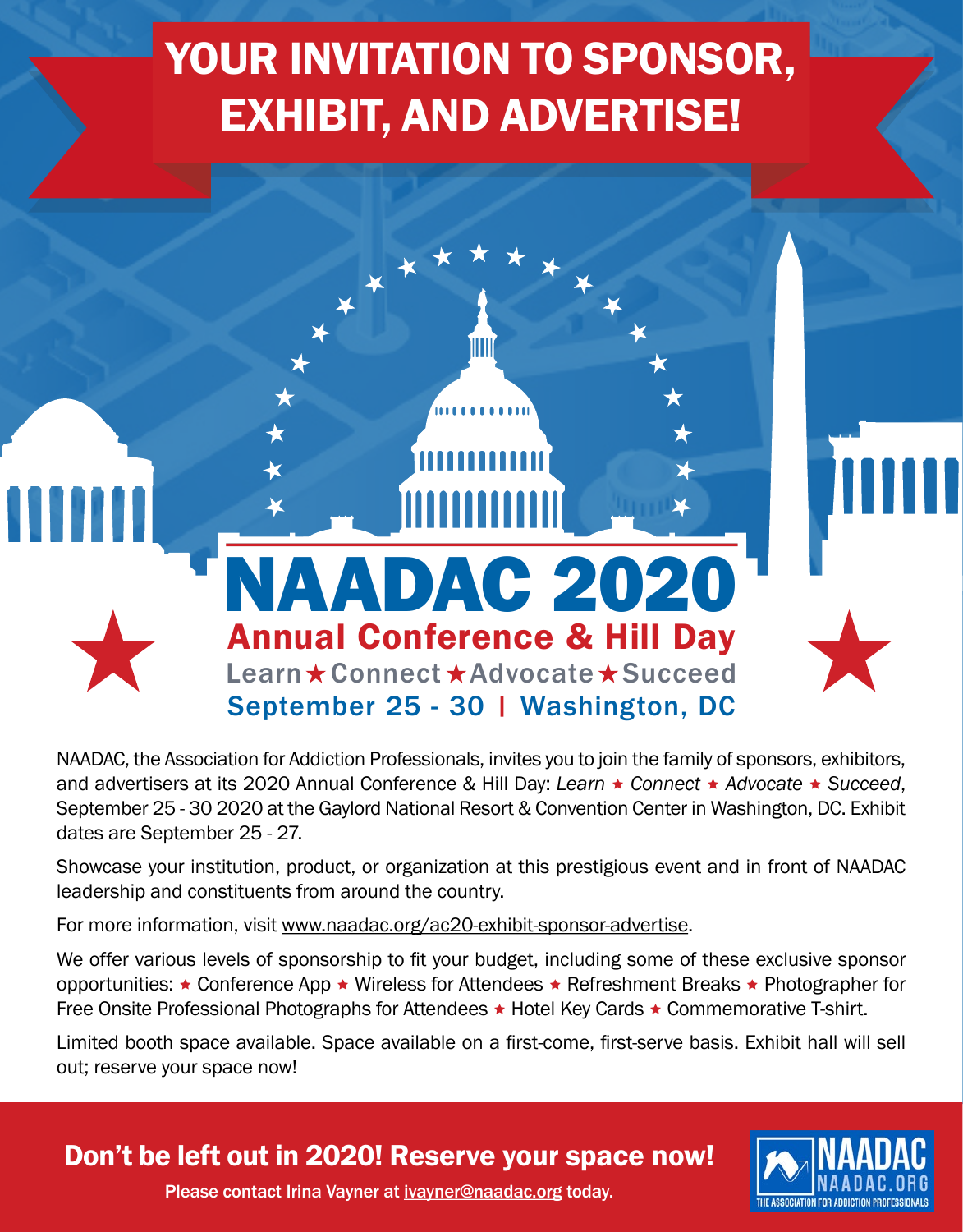# YOUR INVITATION TO SPONSOR, EXHIBIT, AND ADVERTISE!

# NAADAC 2020

## Annual Conference & Hill Day

**Learn ★ Connect ★ Advocate ★ Succeed**

**September 25 - 30 | Washington, DC**

NAADAC, the Association for Addiction Professionals, invites you to join the family of sponsors, exhibitors, and advertisers at its 2020 Annual Conference & Hill Day: *Learn* ★ *Connect* ★ *Advocate* ★ *Succeed*, September 25 - 30 2020 at the Gaylord National Resort & Convention Center in Washington, DC. Exhibit dates are September 25 - 27.

Showcase your institution, product, or organization at this prestigious event and in front of NAADAC leadership and constituents from around the country.

For more information, visit www.naadac.org/ac20-exhibit-sponsor-advertise.

We offer various levels of sponsorship to fit your budget, including some of these exclusive sponsor opportunities: ★ Conference App ★ Wireless for Attendees ★ Refreshment Breaks ★ Photographer for Free Onsite Professional Photographs for Attendees ★ Hotel Key Cards ★ Commemorative T-shirt.

Limited booth space available. Space available on a first-come, first-serve basis. Exhibit hall will sell out; reserve your space now!

## Don't be left out in 2020! Reserve your space now!

**Please contact Irina Vayner at ivayner@naadac.org today.**

NAADAC
NAADAC.ORG
THE ASSOCIATION FOR ADDICTION PROFESSIONALS